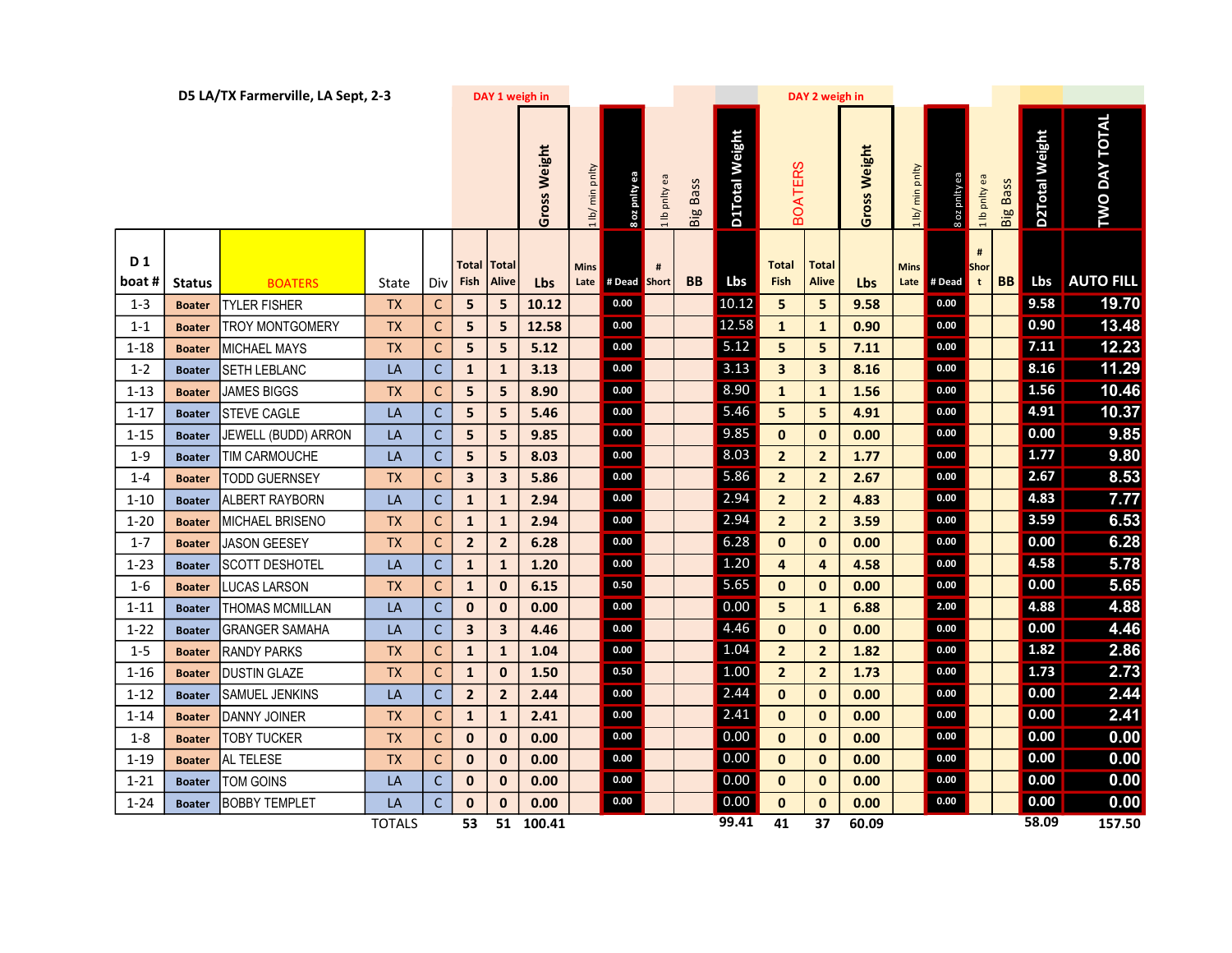# D5 LA/TX Farmerville, LA Sept, 2-3

| | | | | | DAY 1 weigh in | | Gross Weight | 1 lb/ min pnlty | 8 oz pnlty ea | 1 lb pnlty ea | Big Bass | D1Total Weight | DAY 2 weigh in BOATERS | | Gross Weight | 1 lb/ min pnlty | 8 oz pnlty ea | 1 lb pnlty ea | Big Bass | D2Total Weight | TWO DAY TOTAL |
|---|---|---|---|---|---|---|---|---|---|---|---|---|---|---|---|---|---|---|---|---|---|
| D 1 boat # | Status | BOATERS | State | Div | Total Fish | Total Alive | Lbs | Mins Late | # Dead | # Short | BB | Lbs | Total Fish | Total Alive | Lbs | Mins Late | # Dead | # Short | BB | Lbs | AUTO FILL |
| 1-3 | Boater | TYLER FISHER | TX | C | 5 | 5 | 10.12 | | 0.00 | | | 10.12 | 5 | 5 | 9.58 | | 0.00 | | | 9.58 | 19.70 |
| 1-1 | Boater | TROY MONTGOMERY | TX | C | 5 | 5 | 12.58 | | 0.00 | | | 12.58 | 1 | 1 | 0.90 | | 0.00 | | | 0.90 | 13.48 |
| 1-18 | Boater | MICHAEL MAYS | TX | C | 5 | 5 | 5.12 | | 0.00 | | | 5.12 | 5 | 5 | 7.11 | | 0.00 | | | 7.11 | 12.23 |
| 1-2 | Boater | SETH LEBLANC | LA | C | 1 | 1 | 3.13 | | 0.00 | | | 3.13 | 3 | 3 | 8.16 | | 0.00 | | | 8.16 | 11.29 |
| 1-13 | Boater | JAMES BIGGS | TX | C | 5 | 5 | 8.90 | | 0.00 | | | 8.90 | 1 | 1 | 1.56 | | 0.00 | | | 1.56 | 10.46 |
| 1-17 | Boater | STEVE CAGLE | LA | C | 5 | 5 | 5.46 | | 0.00 | | | 5.46 | 5 | 5 | 4.91 | | 0.00 | | | 4.91 | 10.37 |
| 1-15 | Boater | JEWELL (BUDD) ARRON | LA | C | 5 | 5 | 9.85 | | 0.00 | | | 9.85 | 0 | 0 | 0.00 | | 0.00 | | | 0.00 | 9.85 |
| 1-9 | Boater | TIM CARMOUCHE | LA | C | 5 | 5 | 8.03 | | 0.00 | | | 8.03 | 2 | 2 | 1.77 | | 0.00 | | | 1.77 | 9.80 |
| 1-4 | Boater | TODD GUERNSEY | TX | C | 3 | 3 | 5.86 | | 0.00 | | | 5.86 | 2 | 2 | 2.67 | | 0.00 | | | 2.67 | 8.53 |
| 1-10 | Boater | ALBERT RAYBORN | LA | C | 1 | 1 | 2.94 | | 0.00 | | | 2.94 | 2 | 2 | 4.83 | | 0.00 | | | 4.83 | 7.77 |
| 1-20 | Boater | MICHAEL BRISENO | TX | C | 1 | 1 | 2.94 | | 0.00 | | | 2.94 | 2 | 2 | 3.59 | | 0.00 | | | 3.59 | 6.53 |
| 1-7 | Boater | JASON GEESEY | TX | C | 2 | 2 | 6.28 | | 0.00 | | | 6.28 | 0 | 0 | 0.00 | | 0.00 | | | 0.00 | 6.28 |
| 1-23 | Boater | SCOTT DESHOTEL | LA | C | 1 | 1 | 1.20 | | 0.00 | | | 1.20 | 4 | 4 | 4.58 | | 0.00 | | | 4.58 | 5.78 |
| 1-6 | Boater | LUCAS LARSON | TX | C | 1 | 0 | 6.15 | | 0.50 | | | 5.65 | 0 | 0 | 0.00 | | 0.00 | | | 0.00 | 5.65 |
| 1-11 | Boater | THOMAS MCMILLAN | LA | C | 0 | 0 | 0.00 | | 0.00 | | | 0.00 | 5 | 1 | 6.88 | | 2.00 | | | 4.88 | 4.88 |
| 1-22 | Boater | GRANGER SAMAHA | LA | C | 3 | 3 | 4.46 | | 0.00 | | | 4.46 | 0 | 0 | 0.00 | | 0.00 | | | 0.00 | 4.46 |
| 1-5 | Boater | RANDY PARKS | TX | C | 1 | 1 | 1.04 | | 0.00 | | | 1.04 | 2 | 2 | 1.82 | | 0.00 | | | 1.82 | 2.86 |
| 1-16 | Boater | DUSTIN GLAZE | TX | C | 1 | 0 | 1.50 | | 0.50 | | | 1.00 | 2 | 2 | 1.73 | | 0.00 | | | 1.73 | 2.73 |
| 1-12 | Boater | SAMUEL JENKINS | LA | C | 2 | 2 | 2.44 | | 0.00 | | | 2.44 | 0 | 0 | 0.00 | | 0.00 | | | 0.00 | 2.44 |
| 1-14 | Boater | DANNY JOINER | TX | C | 1 | 1 | 2.41 | | 0.00 | | | 2.41 | 0 | 0 | 0.00 | | 0.00 | | | 0.00 | 2.41 |
| 1-8 | Boater | TOBY TUCKER | TX | C | 0 | 0 | 0.00 | | 0.00 | | | 0.00 | 0 | 0 | 0.00 | | 0.00 | | | 0.00 | 0.00 |
| 1-19 | Boater | AL TELESE | TX | C | 0 | 0 | 0.00 | | 0.00 | | | 0.00 | 0 | 0 | 0.00 | | 0.00 | | | 0.00 | 0.00 |
| 1-21 | Boater | TOM GOINS | LA | C | 0 | 0 | 0.00 | | 0.00 | | | 0.00 | 0 | 0 | 0.00 | | 0.00 | | | 0.00 | 0.00 |
| 1-24 | Boater | BOBBY TEMPLET | LA | C | 0 | 0 | 0.00 | | 0.00 | | | 0.00 | 0 | 0 | 0.00 | | 0.00 | | | 0.00 | 0.00 |
| | | | TOTALS | | 53 | 51 | 100.41 | | | | | 99.41 | 41 | 37 | 60.09 | | | | | 58.09 | 157.50 |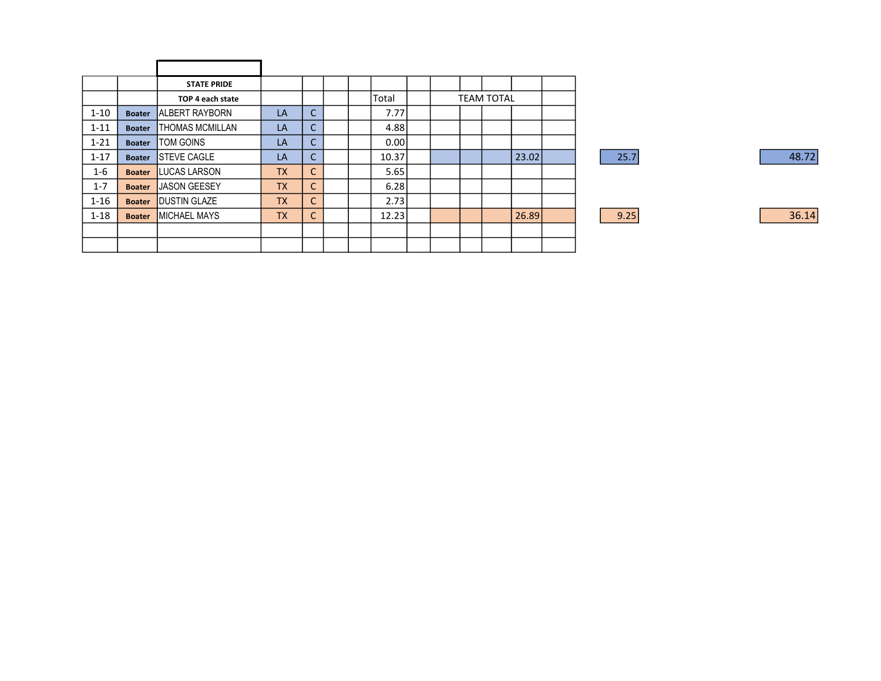| | | STATE PRIDE | | | | | | | | | | | | | |
|---|---|---|---|---|---|---|---|---|---|---|---|---|---|---|---|
| | | TOP 4 each state | | | | | Total | | TEAM TOTAL | | | | | | |
| 1-10 | Boater | ALBERT RAYBORN | LA | C | | | 7.77 | | | | | | | | |
| 1-11 | Boater | THOMAS MCMILLAN | LA | C | | | 4.88 | | | | | | | | |
| 1-21 | Boater | TOM GOINS | LA | C | | | 0.00 | | | | | | | | |
| 1-17 | Boater | STEVE CAGLE | LA | C | | | 10.37 | | | | | 23.02 | | 25.7 | 48.72 |
| 1-6 | Boater | LUCAS LARSON | TX | C | | | 5.65 | | | | | | | | |
| 1-7 | Boater | JASON GEESEY | TX | C | | | 6.28 | | | | | | | | |
| 1-16 | Boater | DUSTIN GLAZE | TX | C | | | 2.73 | | | | | | | | |
| 1-18 | Boater | MICHAEL MAYS | TX | C | | | 12.23 | | | | | 26.89 | | 9.25 | 36.14 |
| | | | | | | | | | | | | | | | |
| | | | | | | | | | | | | | | | |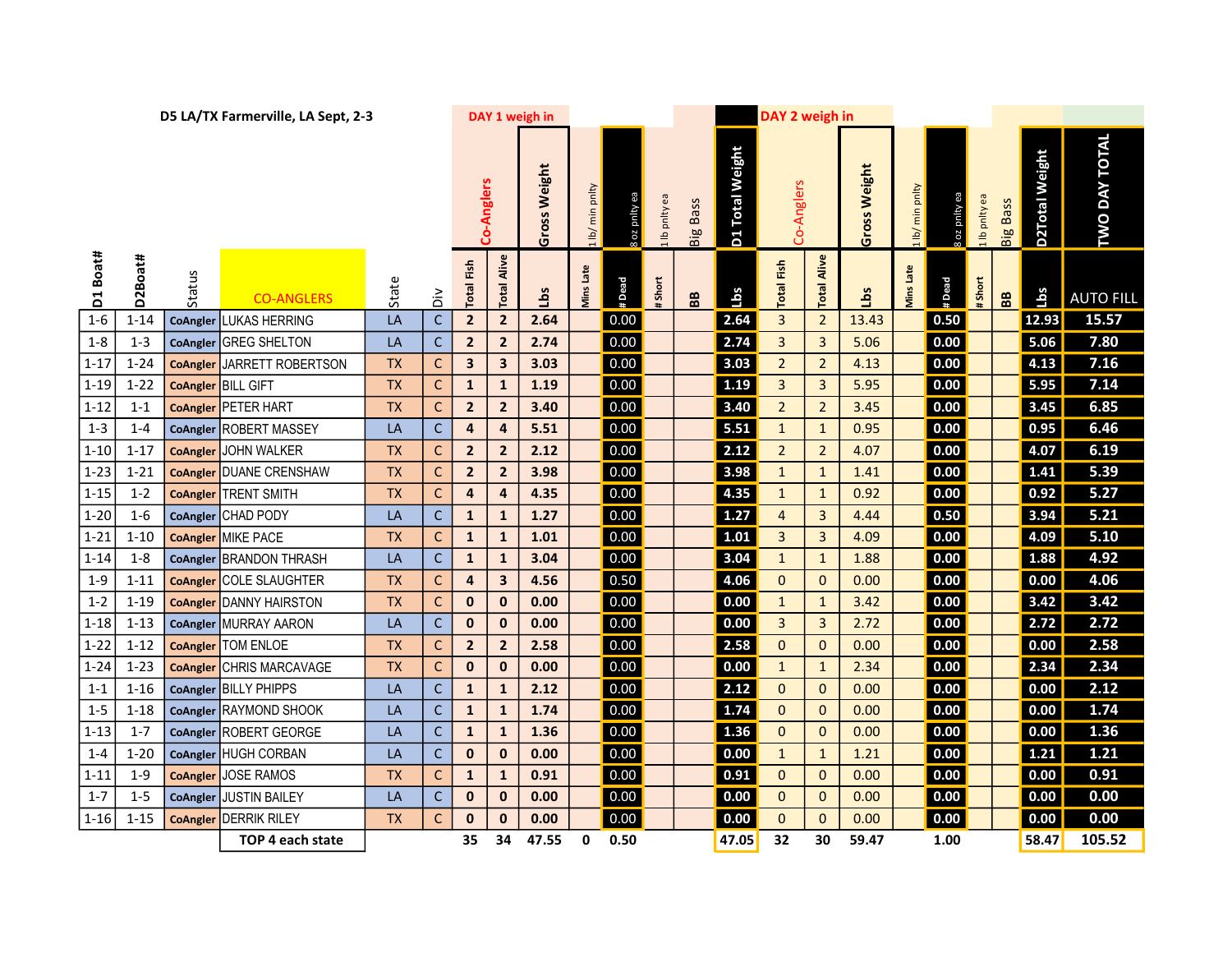## D5 LA/TX Farmerville, LA Sept, 2-3

| D1 Boat# | D2Boat# | Status | CO-ANGLERS | State | Div | DAY 1 weigh in Co-Anglers Total Fish | Total Alive | Gross Weight Lbs | 1 lb/ min pnlty Mins Late | 8 oz pnlty ea # Dead | 1 lb pnlty ea # Short | Big Bass BB | D1 Total Weight Lbs | DAY 2 weigh in Co-Anglers Total Fish | Total Alive | Gross Weight Lbs | 1 lb/ min pnlty Mins Late | 8 oz pnlty ea # Dead | 1 lb pnlty ea # Short | Big Bass BB | D2Total Weight Lbs | TWO DAY TOTAL AUTO FILL |
|---|---|---|---|---|---|---|---|---|---|---|---|---|---|---|---|---|---|---|---|---|---|---|
| 1-6 | 1-14 | CoAngler | LUKAS HERRING | LA | C | 2 | 2 | 2.64 | | 0.00 | | | 2.64 | 3 | 2 | 13.43 | | 0.50 | | | 12.93 | 15.57 |
| 1-8 | 1-3 | CoAngler | GREG SHELTON | LA | C | 2 | 2 | 2.74 | | 0.00 | | | 2.74 | 3 | 3 | 5.06 | | 0.00 | | | 5.06 | 7.80 |
| 1-17 | 1-24 | CoAngler | JARRETT ROBERTSON | TX | C | 3 | 3 | 3.03 | | 0.00 | | | 3.03 | 2 | 2 | 4.13 | | 0.00 | | | 4.13 | 7.16 |
| 1-19 | 1-22 | CoAngler | BILL GIFT | TX | C | 1 | 1 | 1.19 | | 0.00 | | | 1.19 | 3 | 3 | 5.95 | | 0.00 | | | 5.95 | 7.14 |
| 1-12 | 1-1 | CoAngler | PETER HART | TX | C | 2 | 2 | 3.40 | | 0.00 | | | 3.40 | 2 | 2 | 3.45 | | 0.00 | | | 3.45 | 6.85 |
| 1-3 | 1-4 | CoAngler | ROBERT MASSEY | LA | C | 4 | 4 | 5.51 | | 0.00 | | | 5.51 | 1 | 1 | 0.95 | | 0.00 | | | 0.95 | 6.46 |
| 1-10 | 1-17 | CoAngler | JOHN WALKER | TX | C | 2 | 2 | 2.12 | | 0.00 | | | 2.12 | 2 | 2 | 4.07 | | 0.00 | | | 4.07 | 6.19 |
| 1-23 | 1-21 | CoAngler | DUANE CRENSHAW | TX | C | 2 | 2 | 3.98 | | 0.00 | | | 3.98 | 1 | 1 | 1.41 | | 0.00 | | | 1.41 | 5.39 |
| 1-15 | 1-2 | CoAngler | TRENT SMITH | TX | C | 4 | 4 | 4.35 | | 0.00 | | | 4.35 | 1 | 1 | 0.92 | | 0.00 | | | 0.92 | 5.27 |
| 1-20 | 1-6 | CoAngler | CHAD PODY | LA | C | 1 | 1 | 1.27 | | 0.00 | | | 1.27 | 4 | 3 | 4.44 | | 0.50 | | | 3.94 | 5.21 |
| 1-21 | 1-10 | CoAngler | MIKE PACE | TX | C | 1 | 1 | 1.01 | | 0.00 | | | 1.01 | 3 | 3 | 4.09 | | 0.00 | | | 4.09 | 5.10 |
| 1-14 | 1-8 | CoAngler | BRANDON THRASH | LA | C | 1 | 1 | 3.04 | | 0.00 | | | 3.04 | 1 | 1 | 1.88 | | 0.00 | | | 1.88 | 4.92 |
| 1-9 | 1-11 | CoAngler | COLE SLAUGHTER | TX | C | 4 | 3 | 4.56 | | 0.50 | | | 4.06 | 0 | 0 | 0.00 | | 0.00 | | | 0.00 | 4.06 |
| 1-2 | 1-19 | CoAngler | DANNY HAIRSTON | TX | C | 0 | 0 | 0.00 | | 0.00 | | | 0.00 | 1 | 1 | 3.42 | | 0.00 | | | 3.42 | 3.42 |
| 1-18 | 1-13 | CoAngler | MURRAY AARON | LA | C | 0 | 0 | 0.00 | | 0.00 | | | 0.00 | 3 | 3 | 2.72 | | 0.00 | | | 2.72 | 2.72 |
| 1-22 | 1-12 | CoAngler | TOM ENLOE | TX | C | 2 | 2 | 2.58 | | 0.00 | | | 2.58 | 0 | 0 | 0.00 | | 0.00 | | | 0.00 | 2.58 |
| 1-24 | 1-23 | CoAngler | CHRIS MARCAVAGE | TX | C | 0 | 0 | 0.00 | | 0.00 | | | 0.00 | 1 | 1 | 2.34 | | 0.00 | | | 2.34 | 2.34 |
| 1-1 | 1-16 | CoAngler | BILLY PHIPPS | LA | C | 1 | 1 | 2.12 | | 0.00 | | | 2.12 | 0 | 0 | 0.00 | | 0.00 | | | 0.00 | 2.12 |
| 1-5 | 1-18 | CoAngler | RAYMOND SHOOK | LA | C | 1 | 1 | 1.74 | | 0.00 | | | 1.74 | 0 | 0 | 0.00 | | 0.00 | | | 0.00 | 1.74 |
| 1-13 | 1-7 | CoAngler | ROBERT GEORGE | LA | C | 1 | 1 | 1.36 | | 0.00 | | | 1.36 | 0 | 0 | 0.00 | | 0.00 | | | 0.00 | 1.36 |
| 1-4 | 1-20 | CoAngler | HUGH CORBAN | LA | C | 0 | 0 | 0.00 | | 0.00 | | | 0.00 | 1 | 1 | 1.21 | | 0.00 | | | 1.21 | 1.21 |
| 1-11 | 1-9 | CoAngler | JOSE RAMOS | TX | C | 1 | 1 | 0.91 | | 0.00 | | | 0.91 | 0 | 0 | 0.00 | | 0.00 | | | 0.00 | 0.91 |
| 1-7 | 1-5 | CoAngler | JUSTIN BAILEY | LA | C | 0 | 0 | 0.00 | | 0.00 | | | 0.00 | 0 | 0 | 0.00 | | 0.00 | | | 0.00 | 0.00 |
| 1-16 | 1-15 | CoAngler | DERRIK RILEY | TX | C | 0 | 0 | 0.00 | | 0.00 | | | 0.00 | 0 | 0 | 0.00 | | 0.00 | | | 0.00 | 0.00 |
| | | | TOP 4 each state | | | 35 | 34 | 47.55 | 0 | 0.50 | | | 47.05 | 32 | 30 | 59.47 | | 1.00 | | | 58.47 | 105.52 |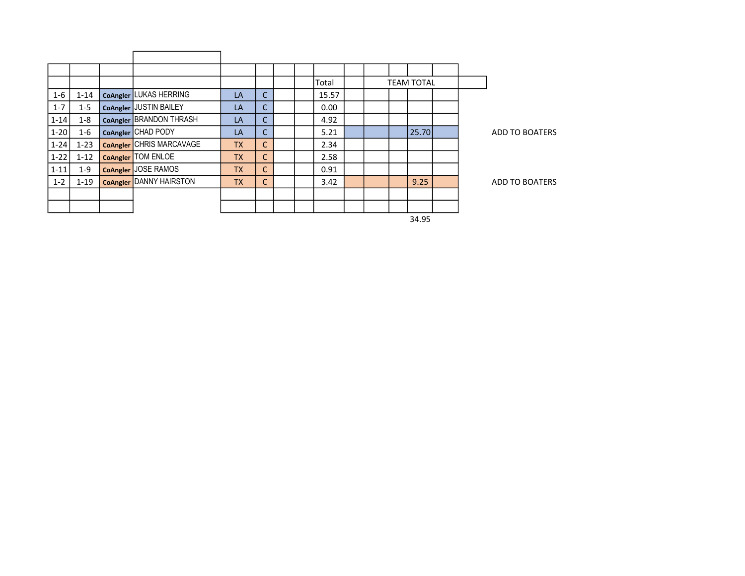| | | | | | | | | | | | | | | |
|---|---|---|---|---|---|---|---|---|---|---|---|---|---|---|
| | | | | | | | | Total | | TEAM TOTAL | | | | |
| 1-6 | 1-14 | CoAngler | LUKAS HERRING | LA | C | | | 15.57 | | | | | | |
| 1-7 | 1-5 | CoAngler | JUSTIN BAILEY | LA | C | | | 0.00 | | | | | | |
| 1-14 | 1-8 | CoAngler | BRANDON THRASH | LA | C | | | 4.92 | | | | | | |
| 1-20 | 1-6 | CoAngler | CHAD PODY | LA | C | | | 5.21 | | | | 25.70 | | ADD TO BOATERS |
| 1-24 | 1-23 | CoAngler | CHRIS MARCAVAGE | TX | C | | | 2.34 | | | | | | |
| 1-22 | 1-12 | CoAngler | TOM ENLOE | TX | C | | | 2.58 | | | | | | |
| 1-11 | 1-9 | CoAngler | JOSE RAMOS | TX | C | | | 0.91 | | | | | | |
| 1-2 | 1-19 | CoAngler | DANNY HAIRSTON | TX | C | | | 3.42 | | | | 9.25 | | ADD TO BOATERS |
| | | | | | | | | | | | | | | |
| | | | | | | | | | | | | | | |
| | | | | | | | | | | | | 34.95 | | |